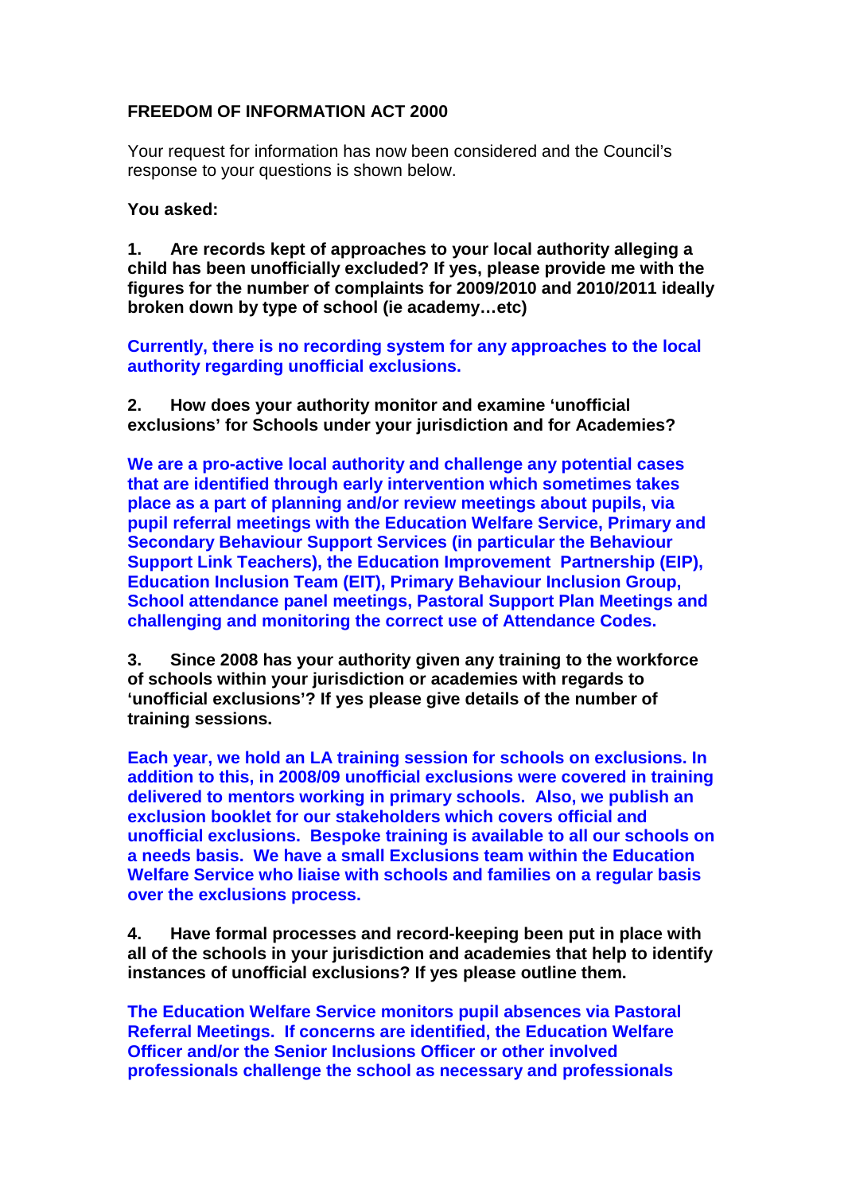**FREEDOM OF INFORMATION ACT 2000**

Your request for information has now been considered and the Council's response to your questions is shown below.

**You asked:**

**1. Are records kept of approaches to your local authority alleging a child has been unofficially excluded? If yes, please provide me with the figures for the number of complaints for 2009/2010 and 2010/2011 ideally broken down by type of school (ie academy…etc)**

**Currently, there is no recording system for any approaches to the local authority regarding unofficial exclusions.**

**2. How does your authority monitor and examine 'unofficial exclusions' for Schools under your jurisdiction and for Academies?**

**We are a pro-active local authority and challenge any potential cases that are identified through early intervention which sometimes takes place as a part of planning and/or review meetings about pupils, via pupil referral meetings with the Education Welfare Service, Primary and Secondary Behaviour Support Services (in particular the Behaviour Support Link Teachers), the Education Improvement Partnership (EIP), Education Inclusion Team (EIT), Primary Behaviour Inclusion Group, School attendance panel meetings, Pastoral Support Plan Meetings and challenging and monitoring the correct use of Attendance Codes.**

**3. Since 2008 has your authority given any training to the workforce of schools within your jurisdiction or academies with regards to 'unofficial exclusions'? If yes please give details of the number of training sessions.**

**Each year, we hold an LA training session for schools on exclusions. In addition to this, in 2008/09 unofficial exclusions were covered in training delivered to mentors working in primary schools. Also, we publish an exclusion booklet for our stakeholders which covers official and unofficial exclusions. Bespoke training is available to all our schools on a needs basis. We have a small Exclusions team within the Education Welfare Service who liaise with schools and families on a regular basis over the exclusions process.**

**4. Have formal processes and record-keeping been put in place with all of the schools in your jurisdiction and academies that help to identify instances of unofficial exclusions? If yes please outline them.**

**The Education Welfare Service monitors pupil absences via Pastoral Referral Meetings. If concerns are identified, the Education Welfare Officer and/or the Senior Inclusions Officer or other involved professionals challenge the school as necessary and professionals**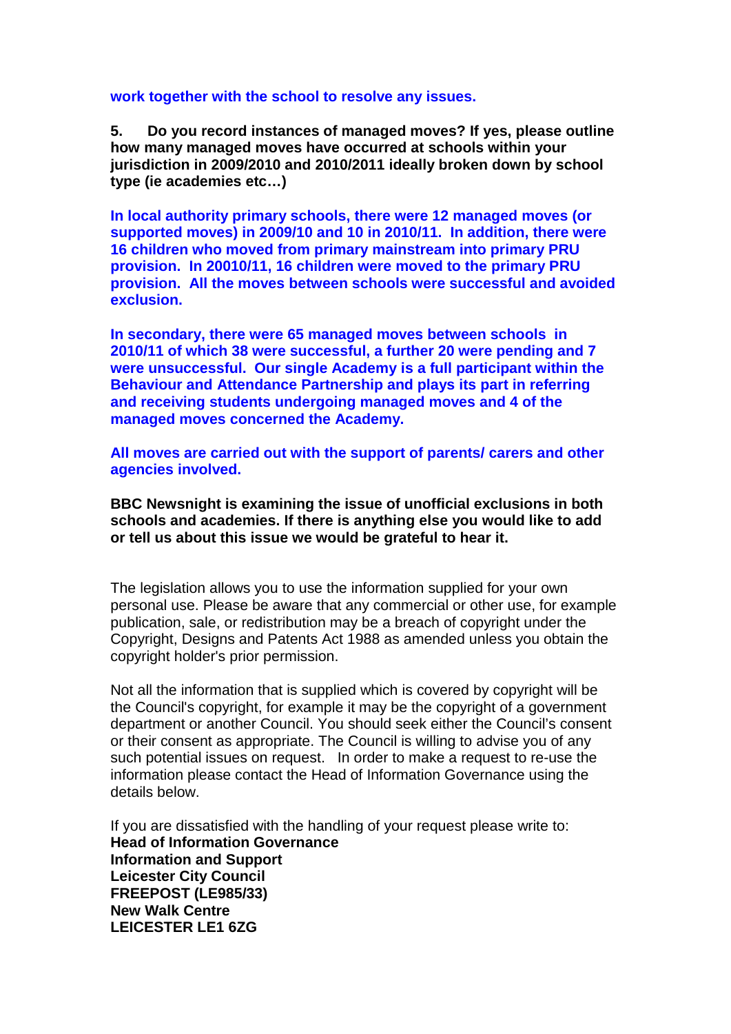**work together with the school to resolve any issues.**

**5. Do you record instances of managed moves? If yes, please outline how many managed moves have occurred at schools within your jurisdiction in 2009/2010 and 2010/2011 ideally broken down by school type (ie academies etc…)**

**In local authority primary schools, there were 12 managed moves (or supported moves) in 2009/10 and 10 in 2010/11. In addition, there were 16 children who moved from primary mainstream into primary PRU provision. In 20010/11, 16 children were moved to the primary PRU provision. All the moves between schools were successful and avoided exclusion.**

**In secondary, there were 65 managed moves between schools in 2010/11 of which 38 were successful, a further 20 were pending and 7 were unsuccessful. Our single Academy is a full participant within the Behaviour and Attendance Partnership and plays its part in referring and receiving students undergoing managed moves and 4 of the managed moves concerned the Academy.**

**All moves are carried out with the support of parents/ carers and other agencies involved.**

**BBC Newsnight is examining the issue of unofficial exclusions in both schools and academies. If there is anything else you would like to add or tell us about this issue we would be grateful to hear it.**

The legislation allows you to use the information supplied for your own personal use. Please be aware that any commercial or other use, for example publication, sale, or redistribution may be a breach of copyright under the Copyright, Designs and Patents Act 1988 as amended unless you obtain the copyright holder's prior permission.

Not all the information that is supplied which is covered by copyright will be the Council's copyright, for example it may be the copyright of a government department or another Council. You should seek either the Council's consent or their consent as appropriate. The Council is willing to advise you of any such potential issues on request. In order to make a request to re-use the information please contact the Head of Information Governance using the details below.

If you are dissatisfied with the handling of your request please write to:
**Head of Information Governance**
**Information and Support**
**Leicester City Council**
**FREEPOST (LE985/33)**
**New Walk Centre**
**LEICESTER LE1 6ZG**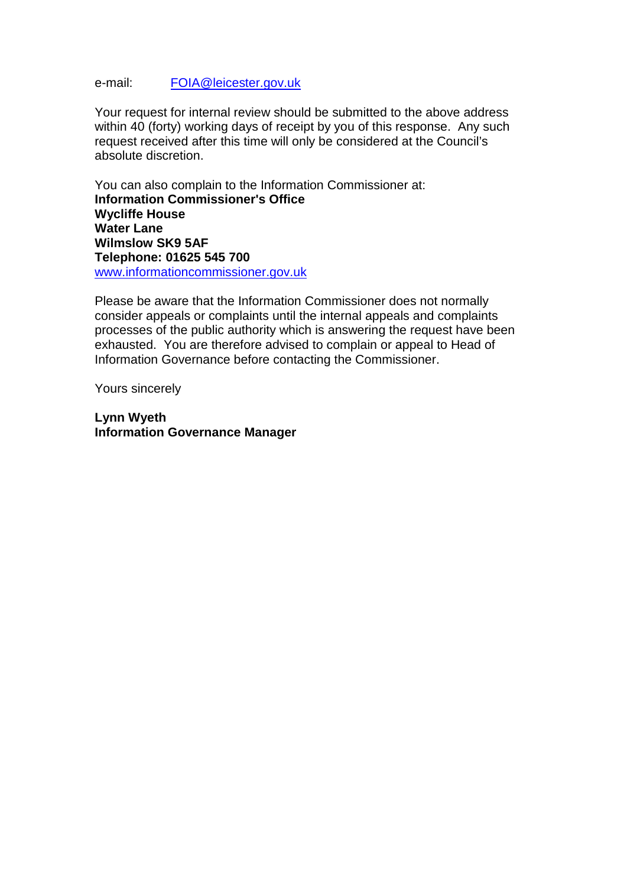e-mail: FOIA@leicester.gov.uk

Your request for internal review should be submitted to the above address within 40 (forty) working days of receipt by you of this response. Any such request received after this time will only be considered at the Council's absolute discretion.

You can also complain to the Information Commissioner at:
**Information Commissioner's Office**
**Wycliffe House**
**Water Lane**
**Wilmslow SK9 5AF**
**Telephone: 01625 545 700**
www.informationcommissioner.gov.uk

Please be aware that the Information Commissioner does not normally consider appeals or complaints until the internal appeals and complaints processes of the public authority which is answering the request have been exhausted. You are therefore advised to complain or appeal to Head of Information Governance before contacting the Commissioner.

Yours sincerely

**Lynn Wyeth**
**Information Governance Manager**